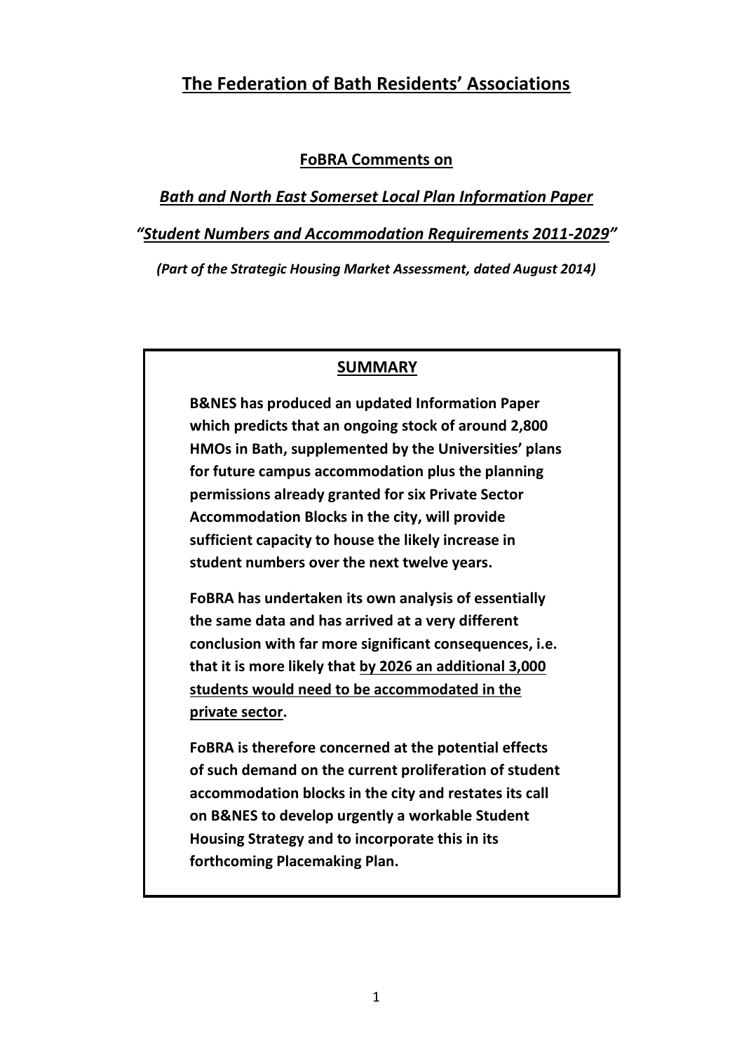# The Federation of Bath Residents' Associations

## FoBRA Comments on

### *Bath and North East Somerset Local Plan Information Paper*

### *"Student Numbers and Accommodation Requirements 2011-2029"*

***(Part of the Strategic Housing Market Assessment, dated August 2014)***

---

## SUMMARY

**B&NES has produced an updated Information Paper which predicts that an ongoing stock of around 2,800 HMOs in Bath, supplemented by the Universities' plans for future campus accommodation plus the planning permissions already granted for six Private Sector Accommodation Blocks in the city, will provide sufficient capacity to house the likely increase in student numbers over the next twelve years.**

**FoBRA has undertaken its own analysis of essentially the same data and has arrived at a very different conclusion with far more significant consequences, i.e. that it is more likely that <u>by 2026 an additional 3,000 students would need to be accommodated in the private sector</u>.**

**FoBRA is therefore concerned at the potential effects of such demand on the current proliferation of student accommodation blocks in the city and restates its call on B&NES to develop urgently a workable Student Housing Strategy and to incorporate this in its forthcoming Placemaking Plan.**

---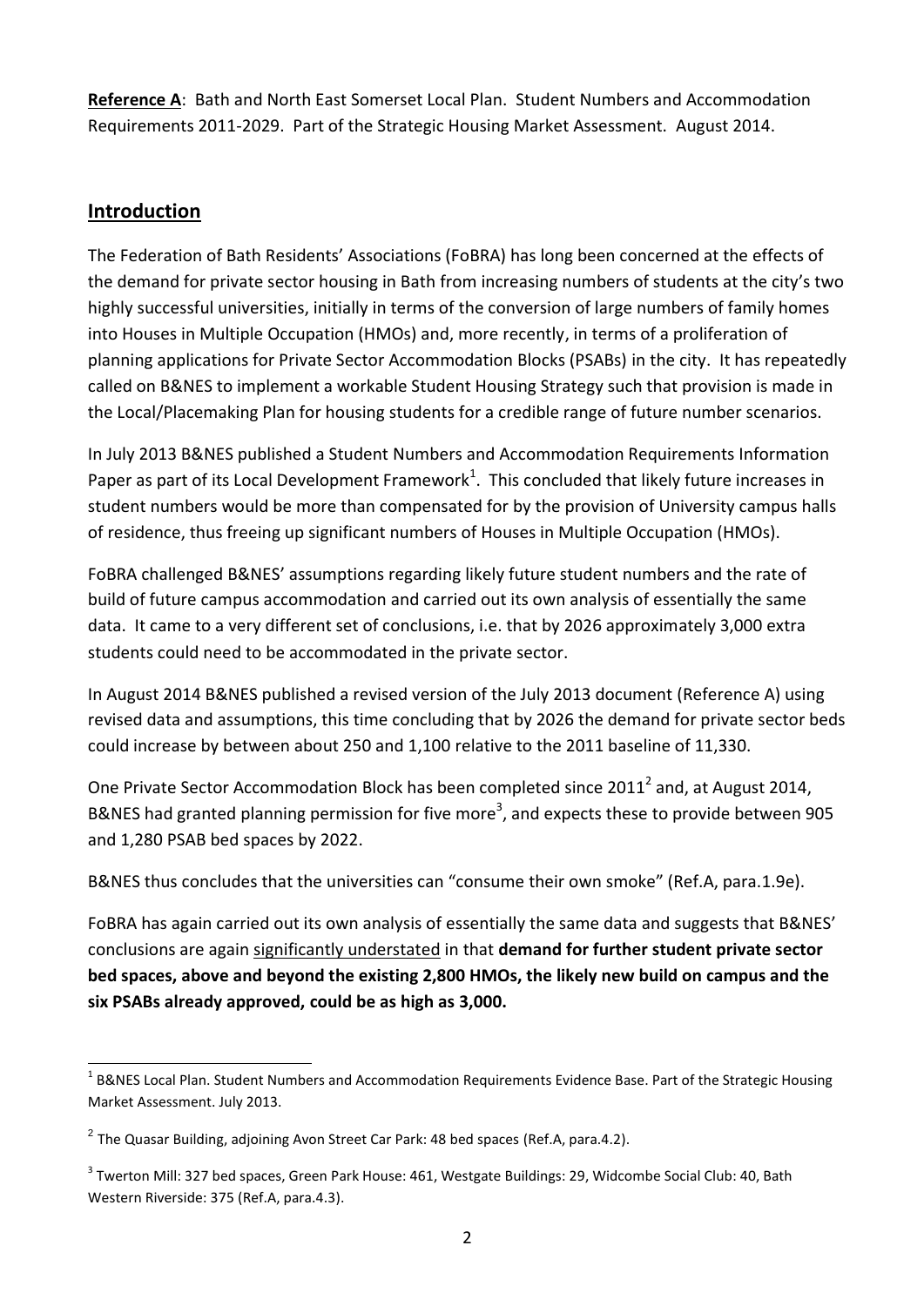**Reference A**: Bath and North East Somerset Local Plan. Student Numbers and Accommodation Requirements 2011-2029. Part of the Strategic Housing Market Assessment. August 2014.

## Introduction

The Federation of Bath Residents' Associations (FoBRA) has long been concerned at the effects of the demand for private sector housing in Bath from increasing numbers of students at the city's two highly successful universities, initially in terms of the conversion of large numbers of family homes into Houses in Multiple Occupation (HMOs) and, more recently, in terms of a proliferation of planning applications for Private Sector Accommodation Blocks (PSABs) in the city. It has repeatedly called on B&NES to implement a workable Student Housing Strategy such that provision is made in the Local/Placemaking Plan for housing students for a credible range of future number scenarios.

In July 2013 B&NES published a Student Numbers and Accommodation Requirements Information Paper as part of its Local Development Framework[1]. This concluded that likely future increases in student numbers would be more than compensated for by the provision of University campus halls of residence, thus freeing up significant numbers of Houses in Multiple Occupation (HMOs).

FoBRA challenged B&NES' assumptions regarding likely future student numbers and the rate of build of future campus accommodation and carried out its own analysis of essentially the same data. It came to a very different set of conclusions, i.e. that by 2026 approximately 3,000 extra students could need to be accommodated in the private sector.

In August 2014 B&NES published a revised version of the July 2013 document (Reference A) using revised data and assumptions, this time concluding that by 2026 the demand for private sector beds could increase by between about 250 and 1,100 relative to the 2011 baseline of 11,330.

One Private Sector Accommodation Block has been completed since 2011[2] and, at August 2014, B&NES had granted planning permission for five more[3], and expects these to provide between 905 and 1,280 PSAB bed spaces by 2022.

B&NES thus concludes that the universities can "consume their own smoke" (Ref.A, para.1.9e).

FoBRA has again carried out its own analysis of essentially the same data and suggests that B&NES' conclusions are again <u>significantly understated</u> in that **demand for further student private sector bed spaces, above and beyond the existing 2,800 HMOs, the likely new build on campus and the six PSABs already approved, could be as high as 3,000.**

---

[1] B&NES Local Plan. Student Numbers and Accommodation Requirements Evidence Base. Part of the Strategic Housing Market Assessment. July 2013.

[2] The Quasar Building, adjoining Avon Street Car Park: 48 bed spaces (Ref.A, para.4.2).

[3] Twerton Mill: 327 bed spaces, Green Park House: 461, Westgate Buildings: 29, Widcombe Social Club: 40, Bath Western Riverside: 375 (Ref.A, para.4.3).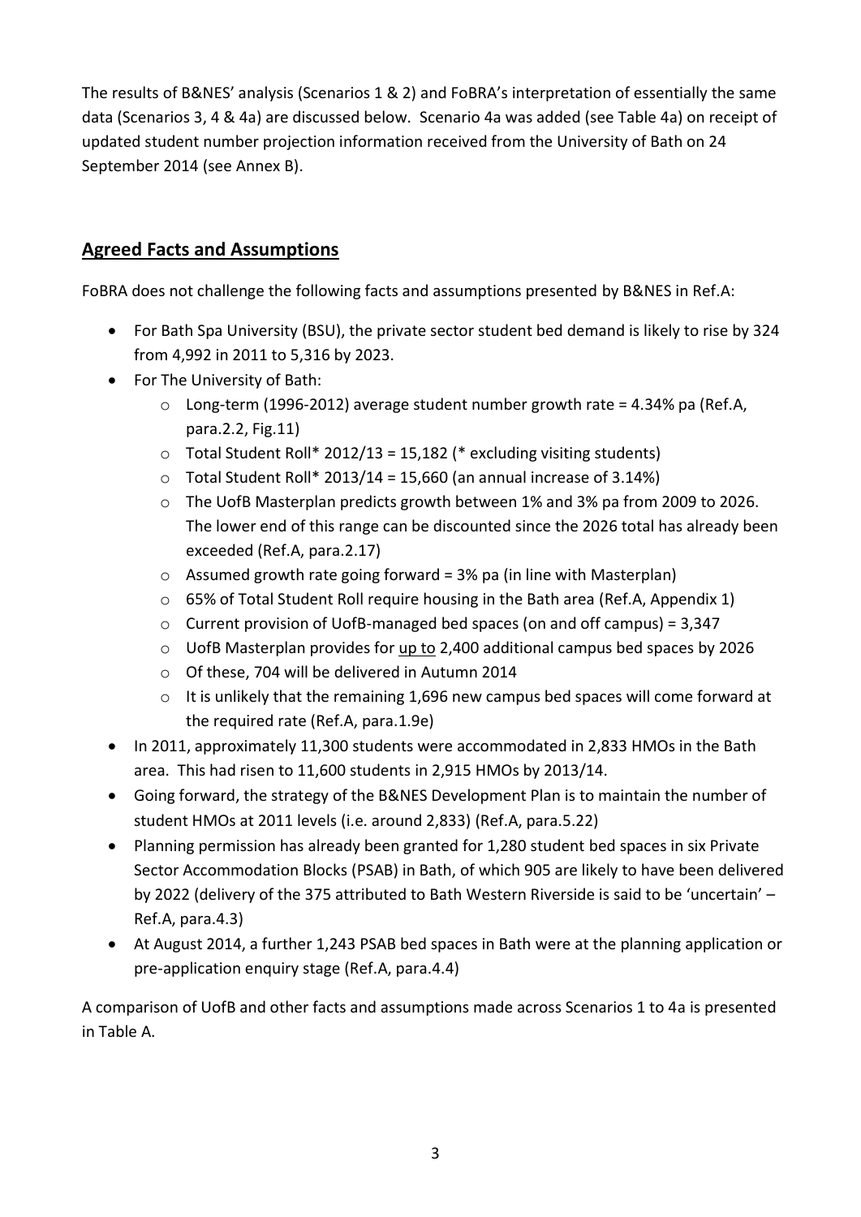The results of B&NES' analysis (Scenarios 1 & 2) and FoBRA's interpretation of essentially the same data (Scenarios 3, 4 & 4a) are discussed below. Scenario 4a was added (see Table 4a) on receipt of updated student number projection information received from the University of Bath on 24 September 2014 (see Annex B).

## Agreed Facts and Assumptions

FoBRA does not challenge the following facts and assumptions presented by B&NES in Ref.A:

- For Bath Spa University (BSU), the private sector student bed demand is likely to rise by 324 from 4,992 in 2011 to 5,316 by 2023.
- For The University of Bath:
  - Long-term (1996-2012) average student number growth rate = 4.34% pa (Ref.A, para.2.2, Fig.11)
  - Total Student Roll* 2012/13 = 15,182 (* excluding visiting students)
  - Total Student Roll* 2013/14 = 15,660 (an annual increase of 3.14%)
  - The UofB Masterplan predicts growth between 1% and 3% pa from 2009 to 2026. The lower end of this range can be discounted since the 2026 total has already been exceeded (Ref.A, para.2.17)
  - Assumed growth rate going forward = 3% pa (in line with Masterplan)
  - 65% of Total Student Roll require housing in the Bath area (Ref.A, Appendix 1)
  - Current provision of UofB-managed bed spaces (on and off campus) = 3,347
  - UofB Masterplan provides for <u>up to</u> 2,400 additional campus bed spaces by 2026
  - Of these, 704 will be delivered in Autumn 2014
  - It is unlikely that the remaining 1,696 new campus bed spaces will come forward at the required rate (Ref.A, para.1.9e)
- In 2011, approximately 11,300 students were accommodated in 2,833 HMOs in the Bath area. This had risen to 11,600 students in 2,915 HMOs by 2013/14.
- Going forward, the strategy of the B&NES Development Plan is to maintain the number of student HMOs at 2011 levels (i.e. around 2,833) (Ref.A, para.5.22)
- Planning permission has already been granted for 1,280 student bed spaces in six Private Sector Accommodation Blocks (PSAB) in Bath, of which 905 are likely to have been delivered by 2022 (delivery of the 375 attributed to Bath Western Riverside is said to be 'uncertain' – Ref.A, para.4.3)
- At August 2014, a further 1,243 PSAB bed spaces in Bath were at the planning application or pre-application enquiry stage (Ref.A, para.4.4)

A comparison of UofB and other facts and assumptions made across Scenarios 1 to 4a is presented in Table A.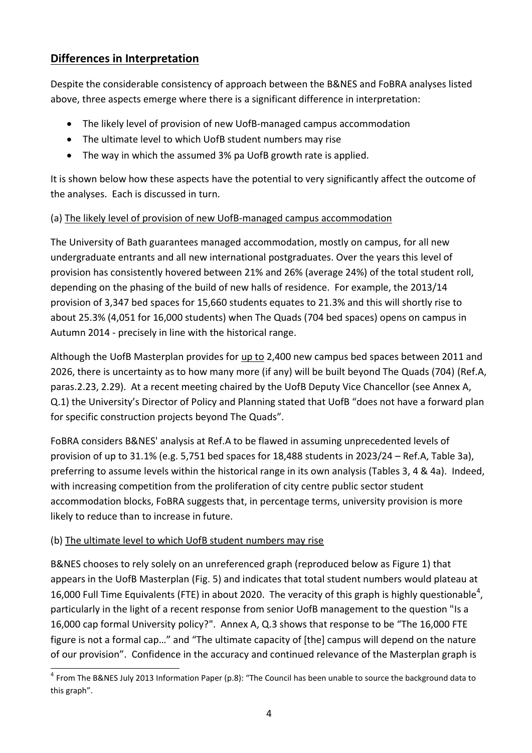## Differences in Interpretation

Despite the considerable consistency of approach between the B&NES and FoBRA analyses listed above, three aspects emerge where there is a significant difference in interpretation:

- The likely level of provision of new UofB-managed campus accommodation
- The ultimate level to which UofB student numbers may rise
- The way in which the assumed 3% pa UofB growth rate is applied.

It is shown below how these aspects have the potential to very significantly affect the outcome of the analyses. Each is discussed in turn.

(a) The likely level of provision of new UofB-managed campus accommodation

The University of Bath guarantees managed accommodation, mostly on campus, for all new undergraduate entrants and all new international postgraduates. Over the years this level of provision has consistently hovered between 21% and 26% (average 24%) of the total student roll, depending on the phasing of the build of new halls of residence. For example, the 2013/14 provision of 3,347 bed spaces for 15,660 students equates to 21.3% and this will shortly rise to about 25.3% (4,051 for 16,000 students) when The Quads (704 bed spaces) opens on campus in Autumn 2014 - precisely in line with the historical range.

Although the UofB Masterplan provides for up to 2,400 new campus bed spaces between 2011 and 2026, there is uncertainty as to how many more (if any) will be built beyond The Quads (704) (Ref.A, paras.2.23, 2.29). At a recent meeting chaired by the UofB Deputy Vice Chancellor (see Annex A, Q.1) the University's Director of Policy and Planning stated that UofB "does not have a forward plan for specific construction projects beyond The Quads".

FoBRA considers B&NES' analysis at Ref.A to be flawed in assuming unprecedented levels of provision of up to 31.1% (e.g. 5,751 bed spaces for 18,488 students in 2023/24 – Ref.A, Table 3a), preferring to assume levels within the historical range in its own analysis (Tables 3, 4 & 4a). Indeed, with increasing competition from the proliferation of city centre public sector student accommodation blocks, FoBRA suggests that, in percentage terms, university provision is more likely to reduce than to increase in future.

(b) The ultimate level to which UofB student numbers may rise

B&NES chooses to rely solely on an unreferenced graph (reproduced below as Figure 1) that appears in the UofB Masterplan (Fig. 5) and indicates that total student numbers would plateau at 16,000 Full Time Equivalents (FTE) in about 2020. The veracity of this graph is highly questionable[4], particularly in the light of a recent response from senior UofB management to the question "Is a 16,000 cap formal University policy?". Annex A, Q.3 shows that response to be "The 16,000 FTE figure is not a formal cap…" and "The ultimate capacity of [the] campus will depend on the nature of our provision". Confidence in the accuracy and continued relevance of the Masterplan graph is

[4] From The B&NES July 2013 Information Paper (p.8): "The Council has been unable to source the background data to this graph".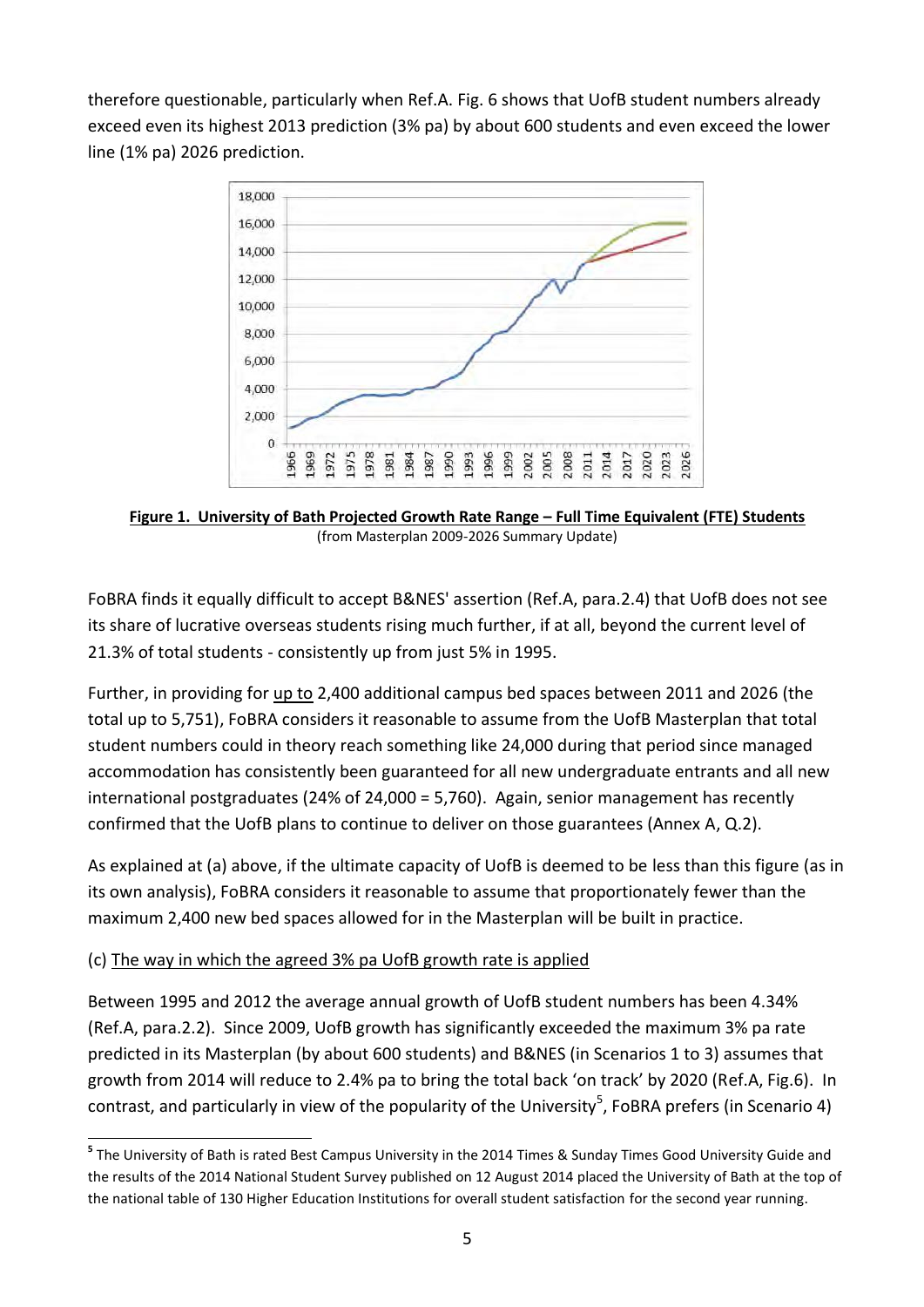therefore questionable, particularly when Ref.A. Fig. 6 shows that UofB student numbers already exceed even its highest 2013 prediction (3% pa) by about 600 students and even exceed the lower line (1% pa) 2026 prediction.

**Figure 1. University of Bath Projected Growth Rate Range – Full Time Equivalent (FTE) Students**
(from Masterplan 2009-2026 Summary Update)

FoBRA finds it equally difficult to accept B&NES' assertion (Ref.A, para.2.4) that UofB does not see its share of lucrative overseas students rising much further, if at all, beyond the current level of 21.3% of total students - consistently up from just 5% in 1995.

Further, in providing for up to 2,400 additional campus bed spaces between 2011 and 2026 (the total up to 5,751), FoBRA considers it reasonable to assume from the UofB Masterplan that total student numbers could in theory reach something like 24,000 during that period since managed accommodation has consistently been guaranteed for all new undergraduate entrants and all new international postgraduates (24% of 24,000 = 5,760). Again, senior management has recently confirmed that the UofB plans to continue to deliver on those guarantees (Annex A, Q.2).

As explained at (a) above, if the ultimate capacity of UofB is deemed to be less than this figure (as in its own analysis), FoBRA considers it reasonable to assume that proportionately fewer than the maximum 2,400 new bed spaces allowed for in the Masterplan will be built in practice.

(c) The way in which the agreed 3% pa UofB growth rate is applied

Between 1995 and 2012 the average annual growth of UofB student numbers has been 4.34% (Ref.A, para.2.2). Since 2009, UofB growth has significantly exceeded the maximum 3% pa rate predicted in its Masterplan (by about 600 students) and B&NES (in Scenarios 1 to 3) assumes that growth from 2014 will reduce to 2.4% pa to bring the total back 'on track' by 2020 (Ref.A, Fig.6). In contrast, and particularly in view of the popularity of the University[5], FoBRA prefers (in Scenario 4)

[5] The University of Bath is rated Best Campus University in the 2014 Times & Sunday Times Good University Guide and the results of the 2014 National Student Survey published on 12 August 2014 placed the University of Bath at the top of the national table of 130 Higher Education Institutions for overall student satisfaction for the second year running.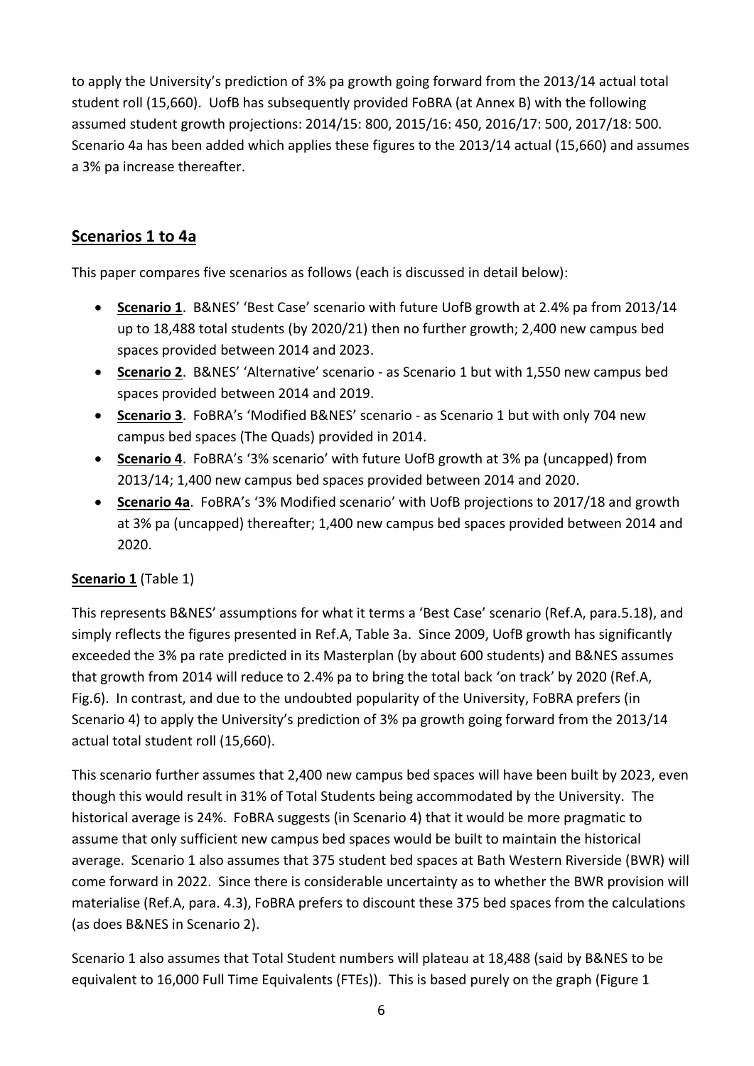to apply the University's prediction of 3% pa growth going forward from the 2013/14 actual total student roll (15,660). UofB has subsequently provided FoBRA (at Annex B) with the following assumed student growth projections: 2014/15: 800, 2015/16: 450, 2016/17: 500, 2017/18: 500. Scenario 4a has been added which applies these figures to the 2013/14 actual (15,660) and assumes a 3% pa increase thereafter.

## Scenarios 1 to 4a

This paper compares five scenarios as follows (each is discussed in detail below):

- **Scenario 1**. B&NES' 'Best Case' scenario with future UofB growth at 2.4% pa from 2013/14 up to 18,488 total students (by 2020/21) then no further growth; 2,400 new campus bed spaces provided between 2014 and 2023.
- **Scenario 2**. B&NES' 'Alternative' scenario - as Scenario 1 but with 1,550 new campus bed spaces provided between 2014 and 2019.
- **Scenario 3**. FoBRA's 'Modified B&NES' scenario - as Scenario 1 but with only 704 new campus bed spaces (The Quads) provided in 2014.
- **Scenario 4**. FoBRA's '3% scenario' with future UofB growth at 3% pa (uncapped) from 2013/14; 1,400 new campus bed spaces provided between 2014 and 2020.
- **Scenario 4a**. FoBRA's '3% Modified scenario' with UofB projections to 2017/18 and growth at 3% pa (uncapped) thereafter; 1,400 new campus bed spaces provided between 2014 and 2020.

**Scenario 1** (Table 1)

This represents B&NES' assumptions for what it terms a 'Best Case' scenario (Ref.A, para.5.18), and simply reflects the figures presented in Ref.A, Table 3a. Since 2009, UofB growth has significantly exceeded the 3% pa rate predicted in its Masterplan (by about 600 students) and B&NES assumes that growth from 2014 will reduce to 2.4% pa to bring the total back 'on track' by 2020 (Ref.A, Fig.6). In contrast, and due to the undoubted popularity of the University, FoBRA prefers (in Scenario 4) to apply the University's prediction of 3% pa growth going forward from the 2013/14 actual total student roll (15,660).

This scenario further assumes that 2,400 new campus bed spaces will have been built by 2023, even though this would result in 31% of Total Students being accommodated by the University. The historical average is 24%. FoBRA suggests (in Scenario 4) that it would be more pragmatic to assume that only sufficient new campus bed spaces would be built to maintain the historical average. Scenario 1 also assumes that 375 student bed spaces at Bath Western Riverside (BWR) will come forward in 2022. Since there is considerable uncertainty as to whether the BWR provision will materialise (Ref.A, para. 4.3), FoBRA prefers to discount these 375 bed spaces from the calculations (as does B&NES in Scenario 2).

Scenario 1 also assumes that Total Student numbers will plateau at 18,488 (said by B&NES to be equivalent to 16,000 Full Time Equivalents (FTEs)). This is based purely on the graph (Figure 1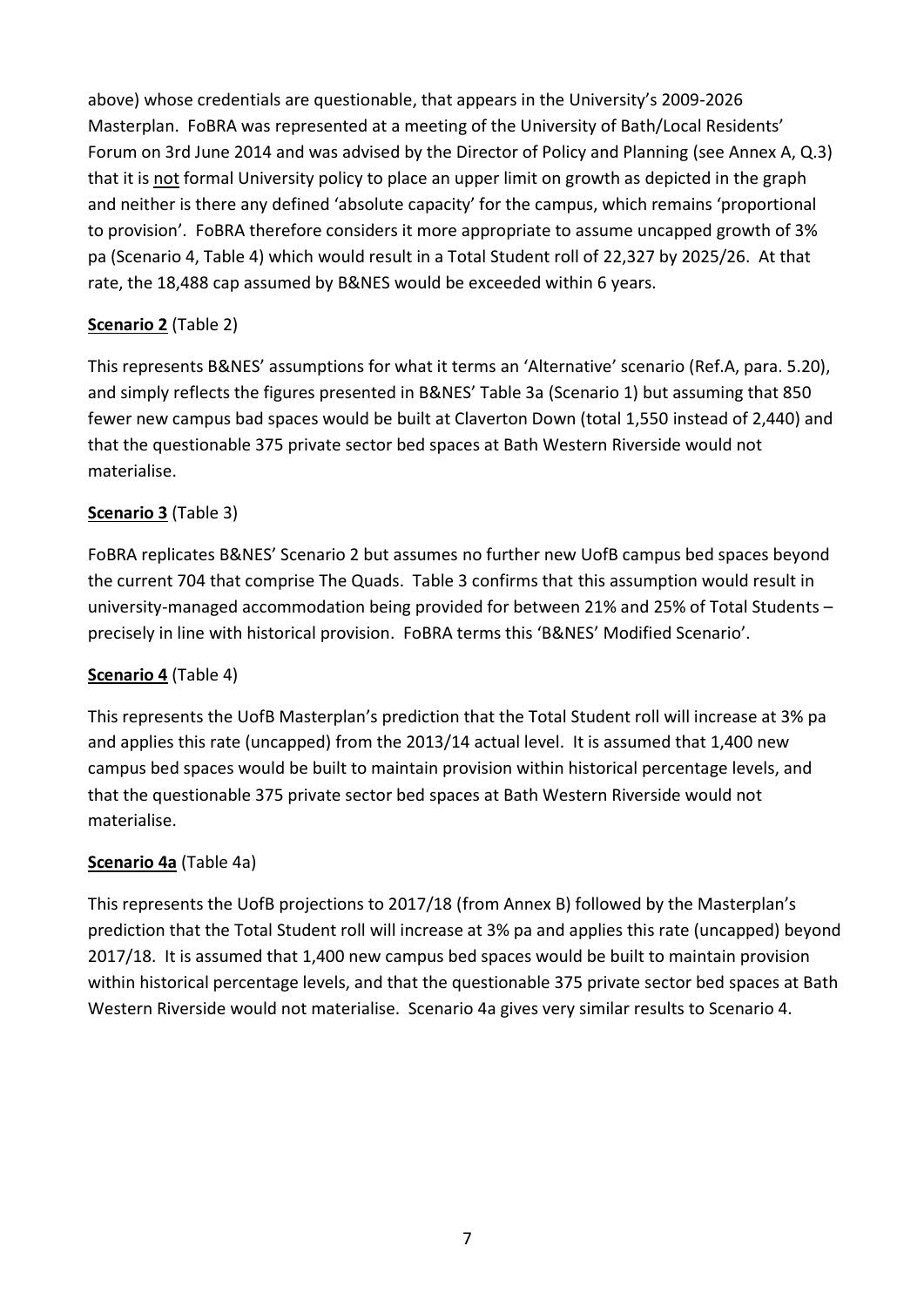above) whose credentials are questionable, that appears in the University's 2009-2026 Masterplan. FoBRA was represented at a meeting of the University of Bath/Local Residents' Forum on 3rd June 2014 and was advised by the Director of Policy and Planning (see Annex A, Q.3) that it is <u>not</u> formal University policy to place an upper limit on growth as depicted in the graph and neither is there any defined 'absolute capacity' for the campus, which remains 'proportional to provision'. FoBRA therefore considers it more appropriate to assume uncapped growth of 3% pa (Scenario 4, Table 4) which would result in a Total Student roll of 22,327 by 2025/26. At that rate, the 18,488 cap assumed by B&NES would be exceeded within 6 years.

**<u>Scenario 2</u>** (Table 2)

This represents B&NES' assumptions for what it terms an 'Alternative' scenario (Ref.A, para. 5.20), and simply reflects the figures presented in B&NES' Table 3a (Scenario 1) but assuming that 850 fewer new campus bad spaces would be built at Claverton Down (total 1,550 instead of 2,440) and that the questionable 375 private sector bed spaces at Bath Western Riverside would not materialise.

**<u>Scenario 3</u>** (Table 3)

FoBRA replicates B&NES' Scenario 2 but assumes no further new UofB campus bed spaces beyond the current 704 that comprise The Quads. Table 3 confirms that this assumption would result in university-managed accommodation being provided for between 21% and 25% of Total Students – precisely in line with historical provision. FoBRA terms this 'B&NES' Modified Scenario'.

**<u>Scenario 4</u>** (Table 4)

This represents the UofB Masterplan's prediction that the Total Student roll will increase at 3% pa and applies this rate (uncapped) from the 2013/14 actual level. It is assumed that 1,400 new campus bed spaces would be built to maintain provision within historical percentage levels, and that the questionable 375 private sector bed spaces at Bath Western Riverside would not materialise.

**<u>Scenario 4a</u>** (Table 4a)

This represents the UofB projections to 2017/18 (from Annex B) followed by the Masterplan's prediction that the Total Student roll will increase at 3% pa and applies this rate (uncapped) beyond 2017/18. It is assumed that 1,400 new campus bed spaces would be built to maintain provision within historical percentage levels, and that the questionable 375 private sector bed spaces at Bath Western Riverside would not materialise. Scenario 4a gives very similar results to Scenario 4.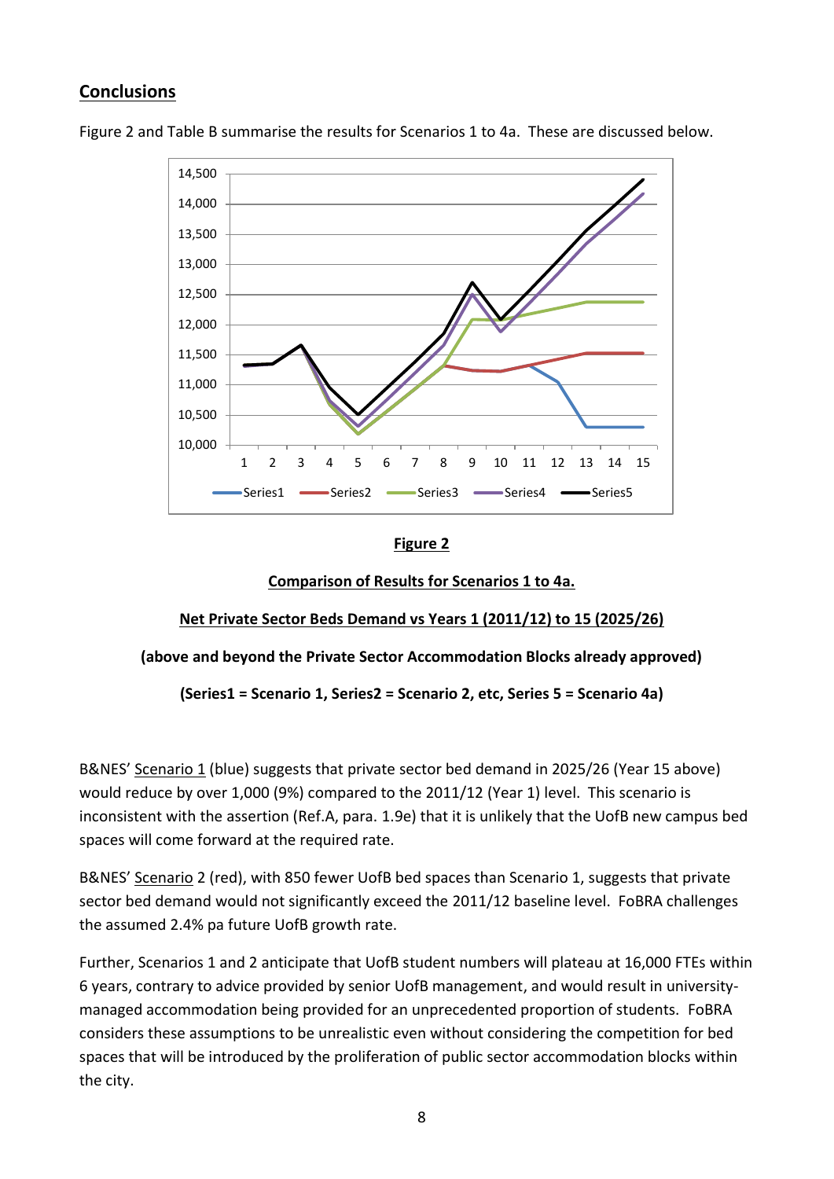## Conclusions

Figure 2 and Table B summarise the results for Scenarios 1 to 4a. These are discussed below.

**Figure 2**

**Comparison of Results for Scenarios 1 to 4a.**

**Net Private Sector Beds Demand vs Years 1 (2011/12) to 15 (2025/26)**

**(above and beyond the Private Sector Accommodation Blocks already approved)**

**(Series1 = Scenario 1, Series2 = Scenario 2, etc, Series 5 = Scenario 4a)**

B&NES' Scenario 1 (blue) suggests that private sector bed demand in 2025/26 (Year 15 above) would reduce by over 1,000 (9%) compared to the 2011/12 (Year 1) level. This scenario is inconsistent with the assertion (Ref.A, para. 1.9e) that it is unlikely that the UofB new campus bed spaces will come forward at the required rate.

B&NES' Scenario 2 (red), with 850 fewer UofB bed spaces than Scenario 1, suggests that private sector bed demand would not significantly exceed the 2011/12 baseline level. FoBRA challenges the assumed 2.4% pa future UofB growth rate.

Further, Scenarios 1 and 2 anticipate that UofB student numbers will plateau at 16,000 FTEs within 6 years, contrary to advice provided by senior UofB management, and would result in university-managed accommodation being provided for an unprecedented proportion of students. FoBRA considers these assumptions to be unrealistic even without considering the competition for bed spaces that will be introduced by the proliferation of public sector accommodation blocks within the city.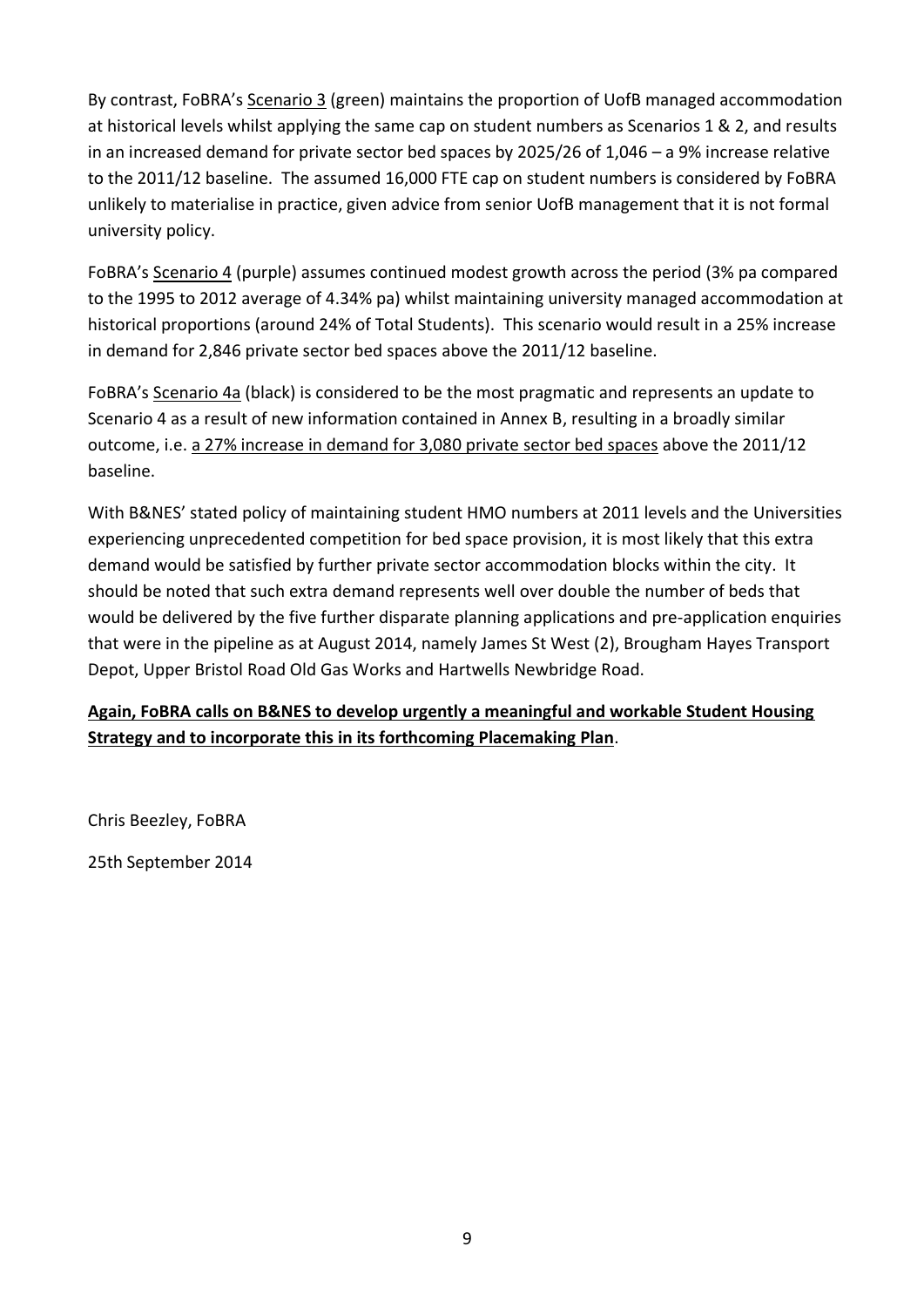By contrast, FoBRA's <u>Scenario 3</u> (green) maintains the proportion of UofB managed accommodation at historical levels whilst applying the same cap on student numbers as Scenarios 1 & 2, and results in an increased demand for private sector bed spaces by 2025/26 of 1,046 – a 9% increase relative to the 2011/12 baseline. The assumed 16,000 FTE cap on student numbers is considered by FoBRA unlikely to materialise in practice, given advice from senior UofB management that it is not formal university policy.

FoBRA's <u>Scenario 4</u> (purple) assumes continued modest growth across the period (3% pa compared to the 1995 to 2012 average of 4.34% pa) whilst maintaining university managed accommodation at historical proportions (around 24% of Total Students). This scenario would result in a 25% increase in demand for 2,846 private sector bed spaces above the 2011/12 baseline.

FoBRA's <u>Scenario 4a</u> (black) is considered to be the most pragmatic and represents an update to Scenario 4 as a result of new information contained in Annex B, resulting in a broadly similar outcome, i.e. <u>a 27% increase in demand for 3,080 private sector bed spaces</u> above the 2011/12 baseline.

With B&NES' stated policy of maintaining student HMO numbers at 2011 levels and the Universities experiencing unprecedented competition for bed space provision, it is most likely that this extra demand would be satisfied by further private sector accommodation blocks within the city. It should be noted that such extra demand represents well over double the number of beds that would be delivered by the five further disparate planning applications and pre-application enquiries that were in the pipeline as at August 2014, namely James St West (2), Brougham Hayes Transport Depot, Upper Bristol Road Old Gas Works and Hartwells Newbridge Road.

**<u>Again, FoBRA calls on B&NES to develop urgently a meaningful and workable Student Housing Strategy and to incorporate this in its forthcoming Placemaking Plan</u>**.

Chris Beezley, FoBRA

25th September 2014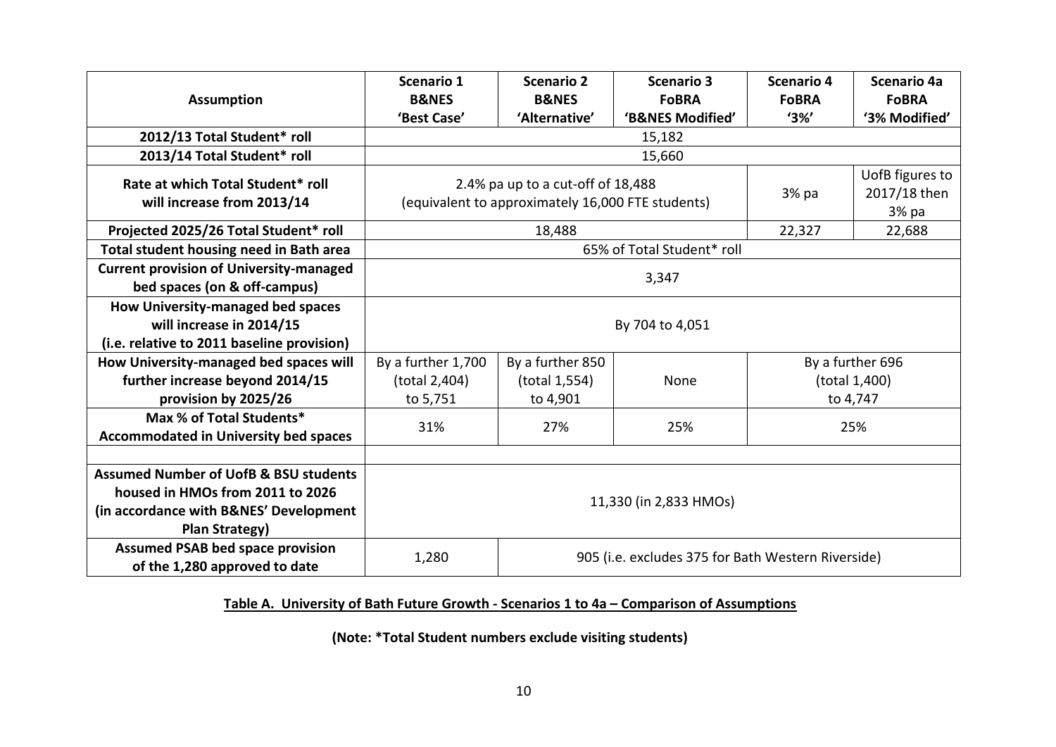| Assumption | Scenario 1 B&NES 'Best Case' | Scenario 2 B&NES 'Alternative' | Scenario 3 FoBRA 'B&NES Modified' | Scenario 4 FoBRA '3%' | Scenario 4a FoBRA '3% Modified' |
|---|---|---|---|---|---|
| **2012/13 Total Student* roll** | 15,182 | | | | |
| **2013/14 Total Student* roll** | 15,660 | | | | |
| **Rate at which Total Student* roll will increase from 2013/14** | 2.4% pa up to a cut-off of 18,488 (equivalent to approximately 16,000 FTE students) | | | 3% pa | UofB figures to 2017/18 then 3% pa |
| **Projected 2025/26 Total Student* roll** | 18,488 | | | 22,327 | 22,688 |
| **Total student housing need in Bath area** | 65% of Total Student* roll | | | | |
| **Current provision of University-managed bed spaces (on & off-campus)** | 3,347 | | | | |
| **How University-managed bed spaces will increase in 2014/15 (i.e. relative to 2011 baseline provision)** | By 704 to 4,051 | | | | |
| **How University-managed bed spaces will further increase beyond 2014/15 provision by 2025/26** | By a further 1,700 (total 2,404) to 5,751 | By a further 850 (total 1,554) to 4,901 | None | By a further 696 (total 1,400) to 4,747 | |
| **Max % of Total Students* Accommodated in University bed spaces** | 31% | 27% | 25% | 25% | |
| | | | | | |
| **Assumed Number of UofB & BSU students housed in HMOs from 2011 to 2026 (in accordance with B&NES' Development Plan Strategy)** | 11,330 (in 2,833 HMOs) | | | | |
| **Assumed PSAB bed space provision of the 1,280 approved to date** | 1,280 | 905 (i.e. excludes 375 for Bath Western Riverside) | | | |

**Table A. University of Bath Future Growth - Scenarios 1 to 4a – Comparison of Assumptions**

**(Note: *Total Student numbers exclude visiting students)**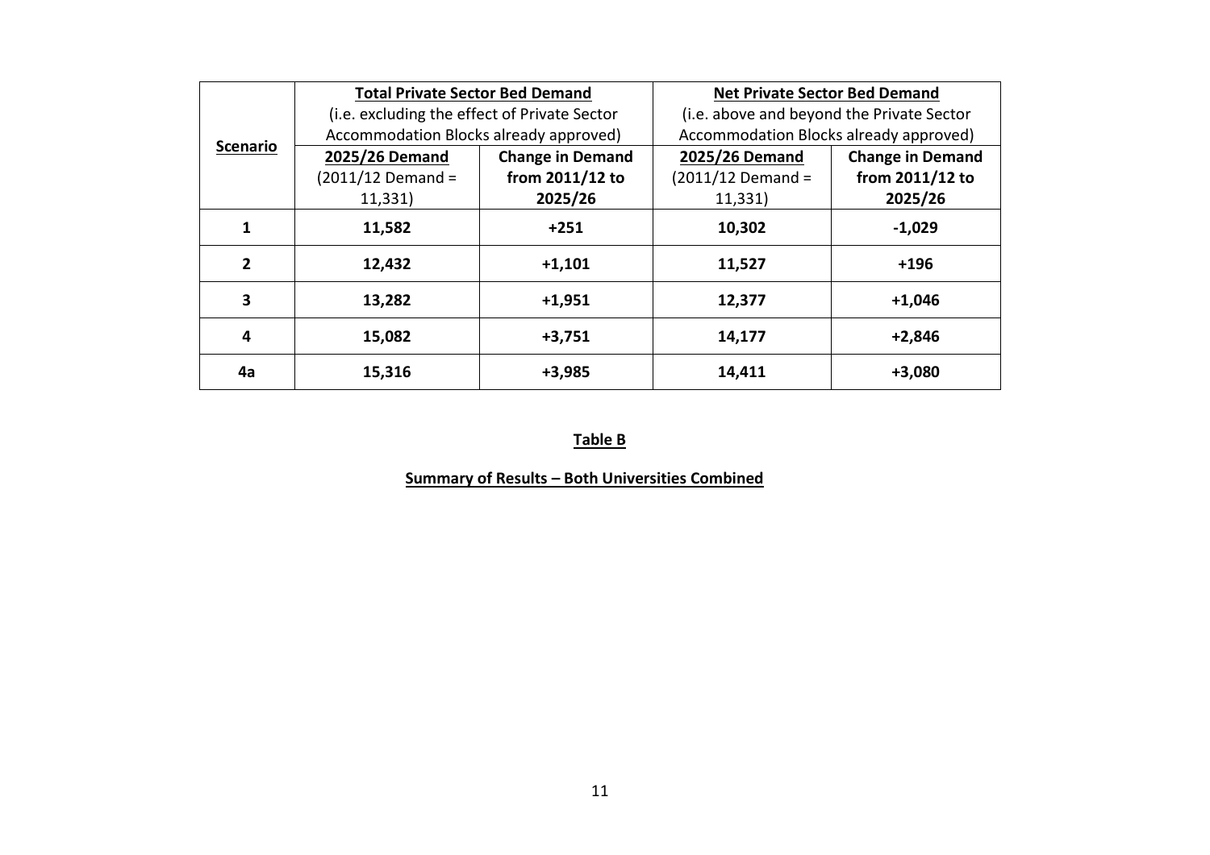| Scenario | **Total Private Sector Bed Demand** (i.e. excluding the effect of Private Sector Accommodation Blocks already approved) | | **Net Private Sector Bed Demand** (i.e. above and beyond the Private Sector Accommodation Blocks already approved) | |
|---|---|---|---|---|
| | **2025/26 Demand** (2011/12 Demand = 11,331) | **Change in Demand from 2011/12 to 2025/26** | **2025/26 Demand** (2011/12 Demand = 11,331) | **Change in Demand from 2011/12 to 2025/26** |
| **1** | **11,582** | **+251** | **10,302** | **-1,029** |
| **2** | **12,432** | **+1,101** | **11,527** | **+196** |
| **3** | **13,282** | **+1,951** | **12,377** | **+1,046** |
| **4** | **15,082** | **+3,751** | **14,177** | **+2,846** |
| **4a** | **15,316** | **+3,985** | **14,411** | **+3,080** |

**Table B**

**Summary of Results – Both Universities Combined**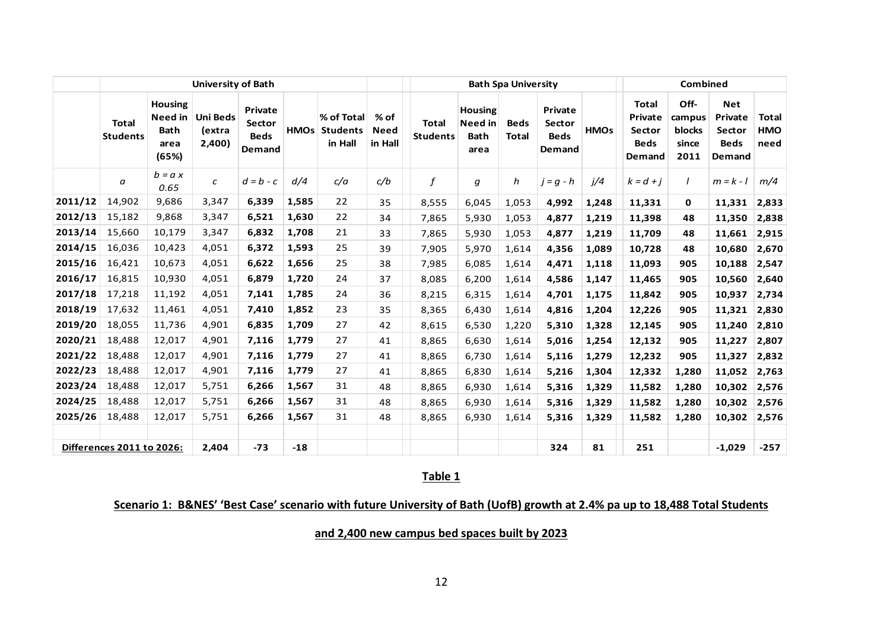| | University of Bath | | | | | | | Bath Spa University | | | | | Combined | | | |
|---|---|---|---|---|---|---|---|---|---|---|---|---|---|---|---|---|
| | Total Students | Housing Need in Bath area (65%) | Uni Beds (extra 2,400) | Private Sector Beds Demand | HMOs | % of Total Students in Hall | % of Need in Hall | Total Students | Housing Need in Bath area | Beds Total | Private Sector Beds Demand | HMOs | Total Private Sector Beds Demand | Off-campus blocks since 2011 | Net Private Sector Beds Demand | Total HMO need |
| | *a* | *b = a x 0.65* | *c* | *d = b - c* | *d/4* | *c/a* | *c/b* | *f* | *g* | *h* | *j = g - h* | *j/4* | *k = d + j* | *l* | *m = k - l* | *m/4* |
| **2011/12** | 14,902 | 9,686 | 3,347 | **6,339** | **1,585** | 22 | 35 | 8,555 | 6,045 | 1,053 | **4,992** | **1,248** | **11,331** | **0** | **11,331** | **2,833** |
| **2012/13** | 15,182 | 9,868 | 3,347 | **6,521** | **1,630** | 22 | 34 | 7,865 | 5,930 | 1,053 | **4,877** | **1,219** | **11,398** | **48** | **11,350** | **2,838** |
| **2013/14** | 15,660 | 10,179 | 3,347 | **6,832** | **1,708** | 21 | 33 | 7,865 | 5,930 | 1,053 | **4,877** | **1,219** | **11,709** | **48** | **11,661** | **2,915** |
| **2014/15** | 16,036 | 10,423 | 4,051 | **6,372** | **1,593** | 25 | 39 | 7,905 | 5,970 | 1,614 | **4,356** | **1,089** | **10,728** | **48** | **10,680** | **2,670** |
| **2015/16** | 16,421 | 10,673 | 4,051 | **6,622** | **1,656** | 25 | 38 | 7,985 | 6,085 | 1,614 | **4,471** | **1,118** | **11,093** | **905** | **10,188** | **2,547** |
| **2016/17** | 16,815 | 10,930 | 4,051 | **6,879** | **1,720** | 24 | 37 | 8,085 | 6,200 | 1,614 | **4,586** | **1,147** | **11,465** | **905** | **10,560** | **2,640** |
| **2017/18** | 17,218 | 11,192 | 4,051 | **7,141** | **1,785** | 24 | 36 | 8,215 | 6,315 | 1,614 | **4,701** | **1,175** | **11,842** | **905** | **10,937** | **2,734** |
| **2018/19** | 17,632 | 11,461 | 4,051 | **7,410** | **1,852** | 23 | 35 | 8,365 | 6,430 | 1,614 | **4,816** | **1,204** | **12,226** | **905** | **11,321** | **2,830** |
| **2019/20** | 18,055 | 11,736 | 4,901 | **6,835** | **1,709** | 27 | 42 | 8,615 | 6,530 | 1,220 | **5,310** | **1,328** | **12,145** | **905** | **11,240** | **2,810** |
| **2020/21** | 18,488 | 12,017 | 4,901 | **7,116** | **1,779** | 27 | 41 | 8,865 | 6,630 | 1,614 | **5,016** | **1,254** | **12,132** | **905** | **11,227** | **2,807** |
| **2021/22** | 18,488 | 12,017 | 4,901 | **7,116** | **1,779** | 27 | 41 | 8,865 | 6,730 | 1,614 | **5,116** | **1,279** | **12,232** | **905** | **11,327** | **2,832** |
| **2022/23** | 18,488 | 12,017 | 4,901 | **7,116** | **1,779** | 27 | 41 | 8,865 | 6,830 | 1,614 | **5,216** | **1,304** | **12,332** | **1,280** | **11,052** | **2,763** |
| **2023/24** | 18,488 | 12,017 | 5,751 | **6,266** | **1,567** | 31 | 48 | 8,865 | 6,930 | 1,614 | **5,316** | **1,329** | **11,582** | **1,280** | **10,302** | **2,576** |
| **2024/25** | 18,488 | 12,017 | 5,751 | **6,266** | **1,567** | 31 | 48 | 8,865 | 6,930 | 1,614 | **5,316** | **1,329** | **11,582** | **1,280** | **10,302** | **2,576** |
| **2025/26** | 18,488 | 12,017 | 5,751 | **6,266** | **1,567** | 31 | 48 | 8,865 | 6,930 | 1,614 | **5,316** | **1,329** | **11,582** | **1,280** | **10,302** | **2,576** |
| **Differences 2011 to 2026:** | | | **2,404** | **-73** | **-18** | | | | | | **324** | **81** | **251** | | **-1,029** | **-257** |

**Table 1**

**Scenario 1: B&NES' 'Best Case' scenario with future University of Bath (UofB) growth at 2.4% pa up to 18,488 Total Students and 2,400 new campus bed spaces built by 2023**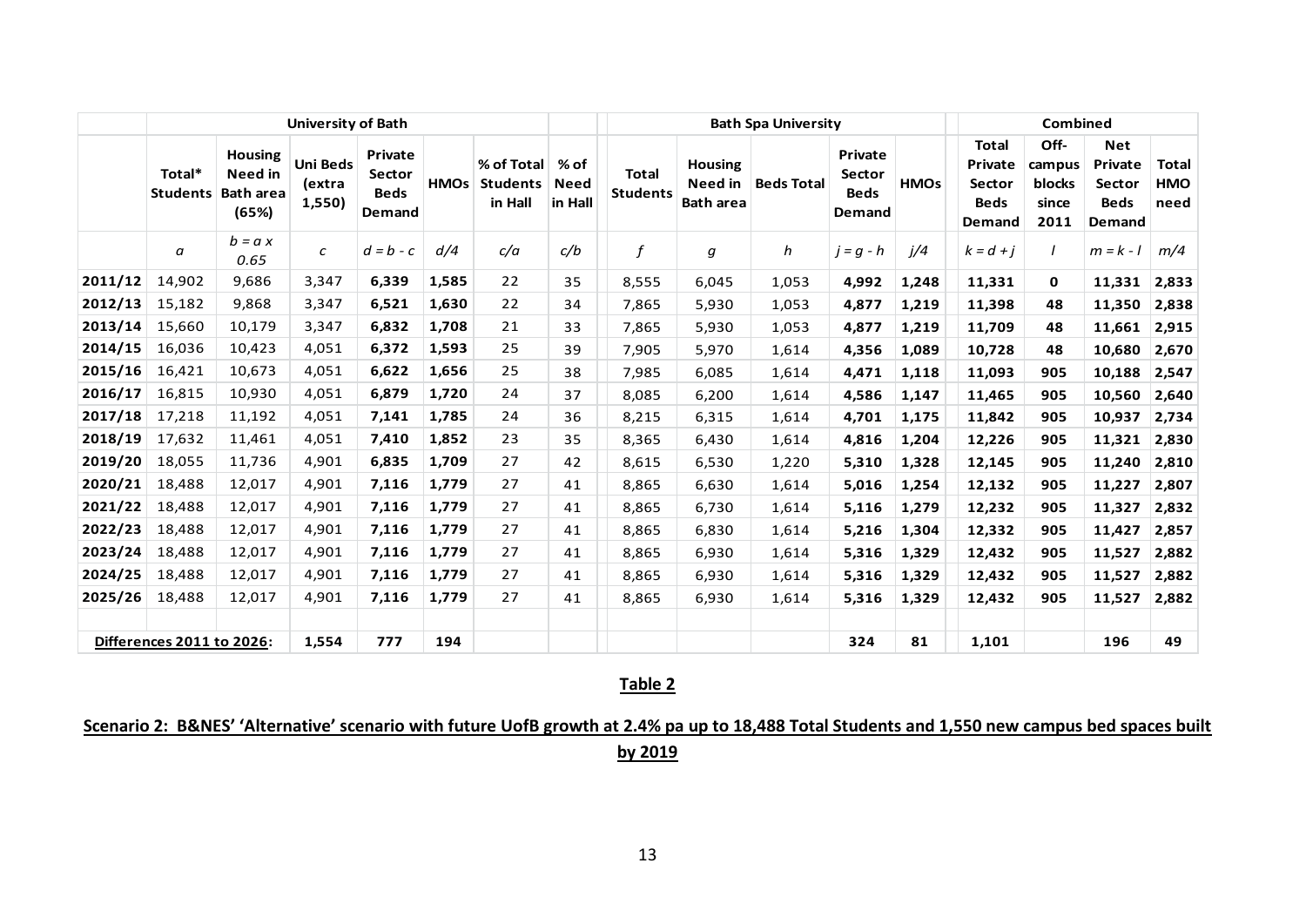| | University of Bath | | | | | | | Bath Spa University | | | | | Combined | | | |
|---|---|---|---|---|---|---|---|---|---|---|---|---|---|---|---|---|
| | Total* Students | Housing Need in Bath area (65%) | Uni Beds (extra 1,550) | Private Sector Beds Demand | HMOs | % of Total Students in Hall | % of Need in Hall | Total Students | Housing Need in Bath area | Beds Total | Private Sector Beds Demand | HMOs | Total Private Sector Beds Demand | Off-campus blocks since 2011 | Net Private Sector Beds Demand | Total HMO need |
| | *a* | *b = a x 0.65* | *c* | *d = b - c* | *d/4* | *c/a* | *c/b* | *f* | *g* | *h* | *j = g - h* | *j/4* | *k = d + j* | *l* | *m = k - l* | *m/4* |
| **2011/12** | 14,902 | 9,686 | 3,347 | **6,339** | **1,585** | 22 | 35 | 8,555 | 6,045 | 1,053 | **4,992** | **1,248** | **11,331** | **0** | **11,331** | **2,833** |
| **2012/13** | 15,182 | 9,868 | 3,347 | **6,521** | **1,630** | 22 | 34 | 7,865 | 5,930 | 1,053 | **4,877** | **1,219** | **11,398** | **48** | **11,350** | **2,838** |
| **2013/14** | 15,660 | 10,179 | 3,347 | **6,832** | **1,708** | 21 | 33 | 7,865 | 5,930 | 1,053 | **4,877** | **1,219** | **11,709** | **48** | **11,661** | **2,915** |
| **2014/15** | 16,036 | 10,423 | 4,051 | **6,372** | **1,593** | 25 | 39 | 7,905 | 5,970 | 1,614 | **4,356** | **1,089** | **10,728** | **48** | **10,680** | **2,670** |
| **2015/16** | 16,421 | 10,673 | 4,051 | **6,622** | **1,656** | 25 | 38 | 7,985 | 6,085 | 1,614 | **4,471** | **1,118** | **11,093** | **905** | **10,188** | **2,547** |
| **2016/17** | 16,815 | 10,930 | 4,051 | **6,879** | **1,720** | 24 | 37 | 8,085 | 6,200 | 1,614 | **4,586** | **1,147** | **11,465** | **905** | **10,560** | **2,640** |
| **2017/18** | 17,218 | 11,192 | 4,051 | **7,141** | **1,785** | 24 | 36 | 8,215 | 6,315 | 1,614 | **4,701** | **1,175** | **11,842** | **905** | **10,937** | **2,734** |
| **2018/19** | 17,632 | 11,461 | 4,051 | **7,410** | **1,852** | 23 | 35 | 8,365 | 6,430 | 1,614 | **4,816** | **1,204** | **12,226** | **905** | **11,321** | **2,830** |
| **2019/20** | 18,055 | 11,736 | 4,901 | **6,835** | **1,709** | 27 | 42 | 8,615 | 6,530 | 1,220 | **5,310** | **1,328** | **12,145** | **905** | **11,240** | **2,810** |
| **2020/21** | 18,488 | 12,017 | 4,901 | **7,116** | **1,779** | 27 | 41 | 8,865 | 6,630 | 1,614 | **5,016** | **1,254** | **12,132** | **905** | **11,227** | **2,807** |
| **2021/22** | 18,488 | 12,017 | 4,901 | **7,116** | **1,779** | 27 | 41 | 8,865 | 6,730 | 1,614 | **5,116** | **1,279** | **12,232** | **905** | **11,327** | **2,832** |
| **2022/23** | 18,488 | 12,017 | 4,901 | **7,116** | **1,779** | 27 | 41 | 8,865 | 6,830 | 1,614 | **5,216** | **1,304** | **12,332** | **905** | **11,427** | **2,857** |
| **2023/24** | 18,488 | 12,017 | 4,901 | **7,116** | **1,779** | 27 | 41 | 8,865 | 6,930 | 1,614 | **5,316** | **1,329** | **12,432** | **905** | **11,527** | **2,882** |
| **2024/25** | 18,488 | 12,017 | 4,901 | **7,116** | **1,779** | 27 | 41 | 8,865 | 6,930 | 1,614 | **5,316** | **1,329** | **12,432** | **905** | **11,527** | **2,882** |
| **2025/26** | 18,488 | 12,017 | 4,901 | **7,116** | **1,779** | 27 | 41 | 8,865 | 6,930 | 1,614 | **5,316** | **1,329** | **12,432** | **905** | **11,527** | **2,882** |
| | | | | | | | | | | | | | | | | |
| **Differences 2011 to 2026:** | | | **1,554** | **777** | **194** | | | | | | **324** | **81** | **1,101** | | **196** | **49** |

**Table 2**

**Scenario 2: B&NES' 'Alternative' scenario with future UofB growth at 2.4% pa up to 18,488 Total Students and 1,550 new campus bed spaces built by 2019**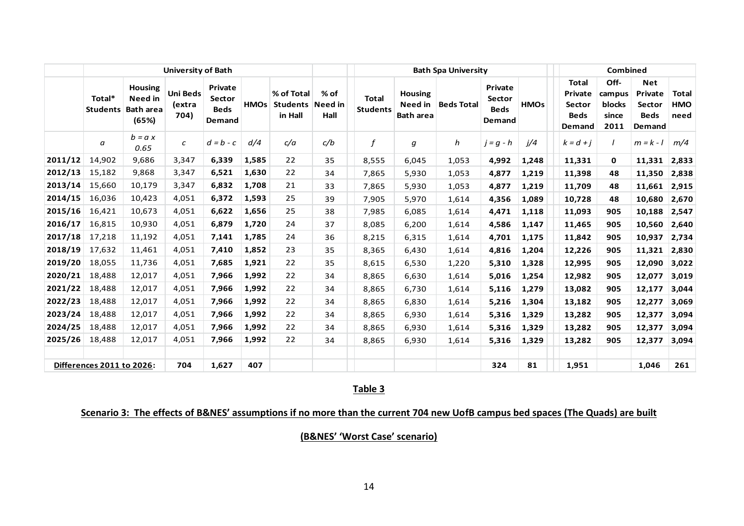| | University of Bath | | | | | | | Bath Spa University | | | | | Combined | | | |
|---|---|---|---|---|---|---|---|---|---|---|---|---|---|---|---|---|
| | Total* Students | Housing Need in Bath area (65%) | Uni Beds (extra 704) | Private Sector Beds Demand | HMOs | % of Total Students in Hall | % of Need in Hall | Total Students | Housing Need in Bath area | Beds Total | Private Sector Beds Demand | HMOs | Total Private Sector Beds Demand | Off-campus blocks since 2011 | Net Private Sector Beds Demand | Total HMO need |
| | *a* | *b = a x 0.65* | *c* | *d = b - c* | *d/4* | *c/a* | *c/b* | *f* | *g* | *h* | *j = g - h* | *j/4* | *k = d + j* | *l* | *m = k - l* | *m/4* |
| **2011/12** | 14,902 | 9,686 | 3,347 | **6,339** | **1,585** | 22 | 35 | 8,555 | 6,045 | 1,053 | **4,992** | **1,248** | **11,331** | **0** | **11,331** | **2,833** |
| **2012/13** | 15,182 | 9,868 | 3,347 | **6,521** | **1,630** | 22 | 34 | 7,865 | 5,930 | 1,053 | **4,877** | **1,219** | **11,398** | **48** | **11,350** | **2,838** |
| **2013/14** | 15,660 | 10,179 | 3,347 | **6,832** | **1,708** | 21 | 33 | 7,865 | 5,930 | 1,053 | **4,877** | **1,219** | **11,709** | **48** | **11,661** | **2,915** |
| **2014/15** | 16,036 | 10,423 | 4,051 | **6,372** | **1,593** | 25 | 39 | 7,905 | 5,970 | 1,614 | **4,356** | **1,089** | **10,728** | **48** | **10,680** | **2,670** |
| **2015/16** | 16,421 | 10,673 | 4,051 | **6,622** | **1,656** | 25 | 38 | 7,985 | 6,085 | 1,614 | **4,471** | **1,118** | **11,093** | **905** | **10,188** | **2,547** |
| **2016/17** | 16,815 | 10,930 | 4,051 | **6,879** | **1,720** | 24 | 37 | 8,085 | 6,200 | 1,614 | **4,586** | **1,147** | **11,465** | **905** | **10,560** | **2,640** |
| **2017/18** | 17,218 | 11,192 | 4,051 | **7,141** | **1,785** | 24 | 36 | 8,215 | 6,315 | 1,614 | **4,701** | **1,175** | **11,842** | **905** | **10,937** | **2,734** |
| **2018/19** | 17,632 | 11,461 | 4,051 | **7,410** | **1,852** | 23 | 35 | 8,365 | 6,430 | 1,614 | **4,816** | **1,204** | **12,226** | **905** | **11,321** | **2,830** |
| **2019/20** | 18,055 | 11,736 | 4,051 | **7,685** | **1,921** | 22 | 35 | 8,615 | 6,530 | 1,220 | **5,310** | **1,328** | **12,995** | **905** | **12,090** | **3,022** |
| **2020/21** | 18,488 | 12,017 | 4,051 | **7,966** | **1,992** | 22 | 34 | 8,865 | 6,630 | 1,614 | **5,016** | **1,254** | **12,982** | **905** | **12,077** | **3,019** |
| **2021/22** | 18,488 | 12,017 | 4,051 | **7,966** | **1,992** | 22 | 34 | 8,865 | 6,730 | 1,614 | **5,116** | **1,279** | **13,082** | **905** | **12,177** | **3,044** |
| **2022/23** | 18,488 | 12,017 | 4,051 | **7,966** | **1,992** | 22 | 34 | 8,865 | 6,830 | 1,614 | **5,216** | **1,304** | **13,182** | **905** | **12,277** | **3,069** |
| **2023/24** | 18,488 | 12,017 | 4,051 | **7,966** | **1,992** | 22 | 34 | 8,865 | 6,930 | 1,614 | **5,316** | **1,329** | **13,282** | **905** | **12,377** | **3,094** |
| **2024/25** | 18,488 | 12,017 | 4,051 | **7,966** | **1,992** | 22 | 34 | 8,865 | 6,930 | 1,614 | **5,316** | **1,329** | **13,282** | **905** | **12,377** | **3,094** |
| **2025/26** | 18,488 | 12,017 | 4,051 | **7,966** | **1,992** | 22 | 34 | 8,865 | 6,930 | 1,614 | **5,316** | **1,329** | **13,282** | **905** | **12,377** | **3,094** |
| | | | | | | | | | | | | | | | | |
| **Differences 2011 to 2026:** | | | **704** | **1,627** | **407** | | | | | | **324** | **81** | **1,951** | | **1,046** | **261** |

**Table 3**

**Scenario 3: The effects of B&NES' assumptions if no more than the current 704 new UofB campus bed spaces (The Quads) are built**

**(B&NES' 'Worst Case' scenario)**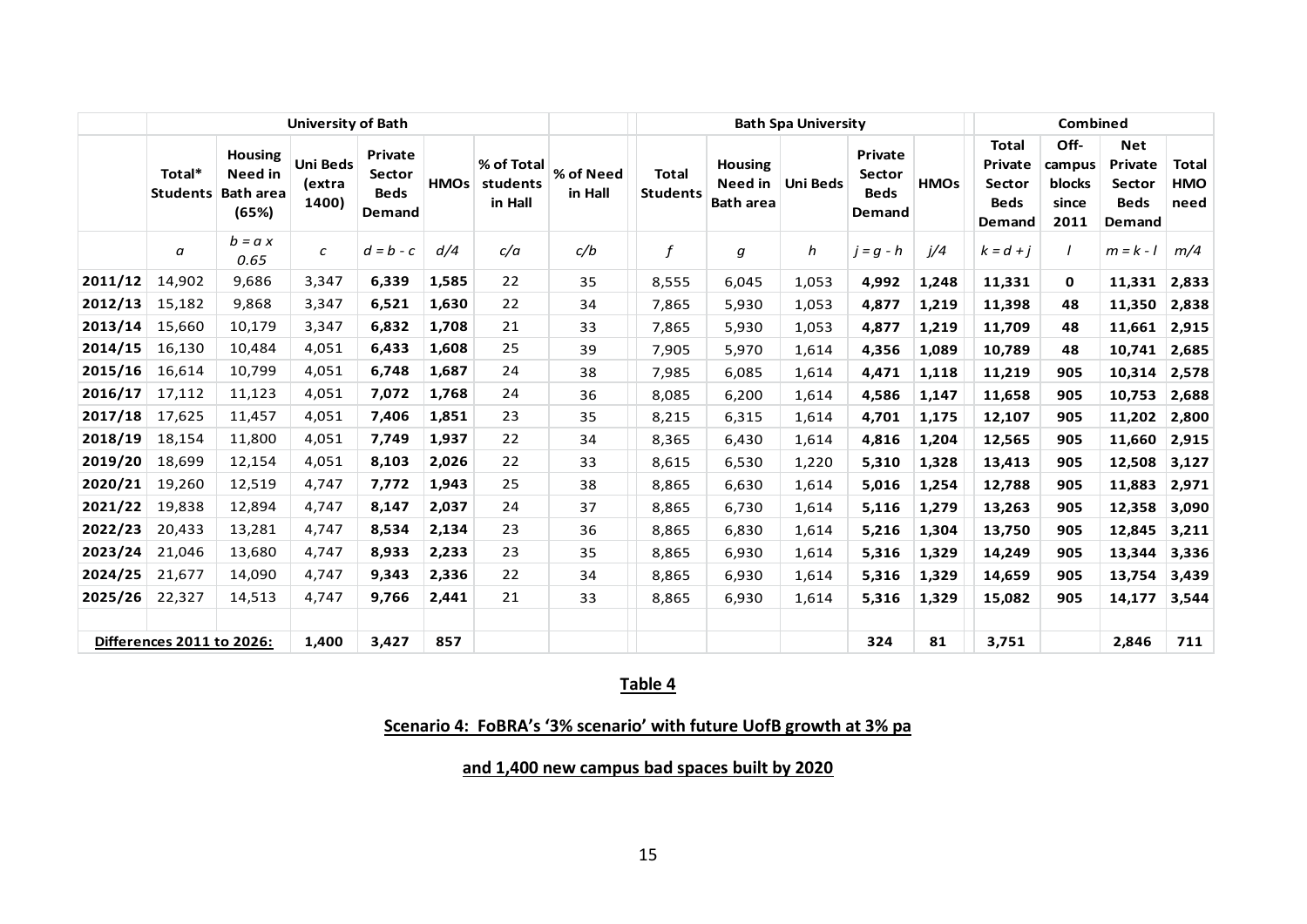| | University of Bath | | | | | | | | Bath Spa University | | | | | Combined | | | |
|---|---|---|---|---|---|---|---|---|---|---|---|---|---|---|---|---|---|
| | Total* Students | Housing Need in Bath area (65%) | Uni Beds (extra 1400) | Private Sector Beds Demand | HMOs | % of Total students in Hall | % of Need in Hall | Total Students | Housing Need in Bath area | Uni Beds | Private Sector Beds Demand | HMOs | Total Private Sector Beds Demand | Off-campus blocks since 2011 | Net Private Sector Beds Demand | Total HMO need |
| | *a* | *b = a x 0.65* | *c* | *d = b - c* | *d/4* | *c/a* | *c/b* | *f* | *g* | *h* | *j = g - h* | *j/4* | *k = d + j* | *l* | *m = k - l* | *m/4* |
| **2011/12** | 14,902 | 9,686 | 3,347 | **6,339** | **1,585** | 22 | 35 | 8,555 | 6,045 | 1,053 | **4,992** | **1,248** | **11,331** | **0** | **11,331** | **2,833** |
| **2012/13** | 15,182 | 9,868 | 3,347 | **6,521** | **1,630** | 22 | 34 | 7,865 | 5,930 | 1,053 | **4,877** | **1,219** | **11,398** | **48** | **11,350** | **2,838** |
| **2013/14** | 15,660 | 10,179 | 3,347 | **6,832** | **1,708** | 21 | 33 | 7,865 | 5,930 | 1,053 | **4,877** | **1,219** | **11,709** | **48** | **11,661** | **2,915** |
| **2014/15** | 16,130 | 10,484 | 4,051 | **6,433** | **1,608** | 25 | 39 | 7,905 | 5,970 | 1,614 | **4,356** | **1,089** | **10,789** | **48** | **10,741** | **2,685** |
| **2015/16** | 16,614 | 10,799 | 4,051 | **6,748** | **1,687** | 24 | 38 | 7,985 | 6,085 | 1,614 | **4,471** | **1,118** | **11,219** | **905** | **10,314** | **2,578** |
| **2016/17** | 17,112 | 11,123 | 4,051 | **7,072** | **1,768** | 24 | 36 | 8,085 | 6,200 | 1,614 | **4,586** | **1,147** | **11,658** | **905** | **10,753** | **2,688** |
| **2017/18** | 17,625 | 11,457 | 4,051 | **7,406** | **1,851** | 23 | 35 | 8,215 | 6,315 | 1,614 | **4,701** | **1,175** | **12,107** | **905** | **11,202** | **2,800** |
| **2018/19** | 18,154 | 11,800 | 4,051 | **7,749** | **1,937** | 22 | 34 | 8,365 | 6,430 | 1,614 | **4,816** | **1,204** | **12,565** | **905** | **11,660** | **2,915** |
| **2019/20** | 18,699 | 12,154 | 4,051 | **8,103** | **2,026** | 22 | 33 | 8,615 | 6,530 | 1,220 | **5,310** | **1,328** | **13,413** | **905** | **12,508** | **3,127** |
| **2020/21** | 19,260 | 12,519 | 4,747 | **7,772** | **1,943** | 25 | 38 | 8,865 | 6,630 | 1,614 | **5,016** | **1,254** | **12,788** | **905** | **11,883** | **2,971** |
| **2021/22** | 19,838 | 12,894 | 4,747 | **8,147** | **2,037** | 24 | 37 | 8,865 | 6,730 | 1,614 | **5,116** | **1,279** | **13,263** | **905** | **12,358** | **3,090** |
| **2022/23** | 20,433 | 13,281 | 4,747 | **8,534** | **2,134** | 23 | 36 | 8,865 | 6,830 | 1,614 | **5,216** | **1,304** | **13,750** | **905** | **12,845** | **3,211** |
| **2023/24** | 21,046 | 13,680 | 4,747 | **8,933** | **2,233** | 23 | 35 | 8,865 | 6,930 | 1,614 | **5,316** | **1,329** | **14,249** | **905** | **13,344** | **3,336** |
| **2024/25** | 21,677 | 14,090 | 4,747 | **9,343** | **2,336** | 22 | 34 | 8,865 | 6,930 | 1,614 | **5,316** | **1,329** | **14,659** | **905** | **13,754** | **3,439** |
| **2025/26** | 22,327 | 14,513 | 4,747 | **9,766** | **2,441** | 21 | 33 | 8,865 | 6,930 | 1,614 | **5,316** | **1,329** | **15,082** | **905** | **14,177** | **3,544** |
| | | | | | | | | | | | | | | | | |
| **Differences 2011 to 2026:** | | | **1,400** | **3,427** | **857** | | | | | | **324** | **81** | **3,751** | | **2,846** | **711** |

**Table 4**

**Scenario 4: FoBRA's '3% scenario' with future UofB growth at 3% pa**

**and 1,400 new campus bad spaces built by 2020**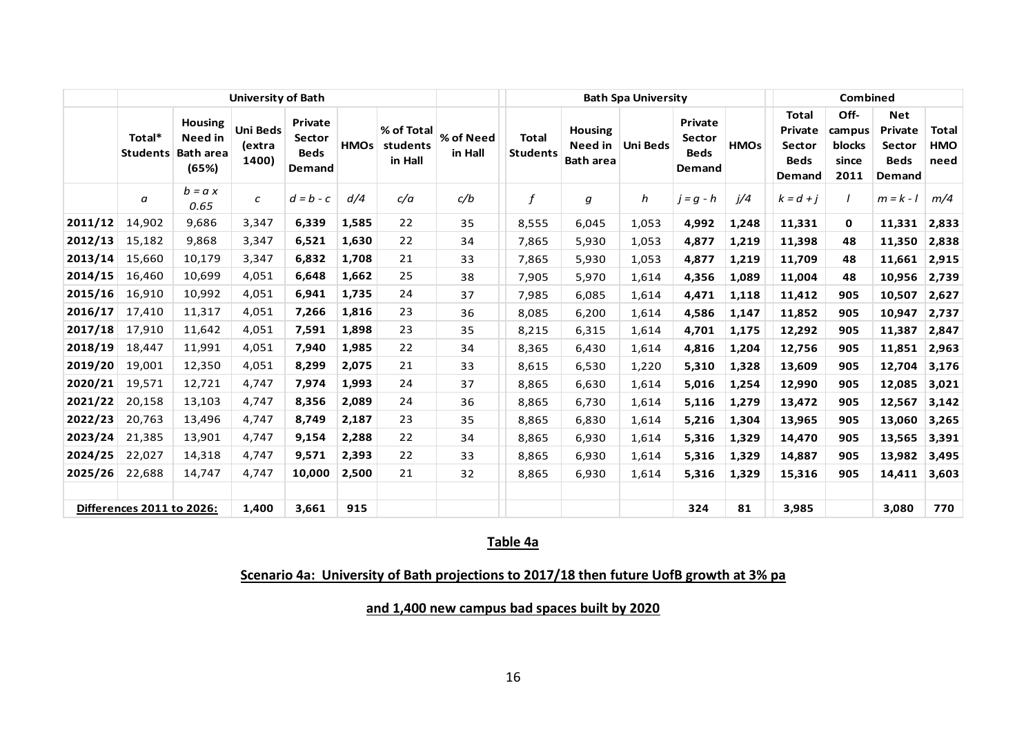|  | University of Bath | | | | | | |  | Bath Spa University | | | | | Combined | | | |
|---|---|---|---|---|---|---|---|---|---|---|---|---|---|---|---|---|---|
|  | Total* Students | Housing Need in Bath area (65%) | Uni Beds (extra 1400) | Private Sector Beds Demand | HMOs | % of Total students in Hall | % of Need in Hall | Total Students | Housing Need in Bath area | Uni Beds | Private Sector Beds Demand | HMOs | Total Private Sector Beds Demand | Off-campus blocks since 2011 | Net Private Sector Beds Demand | Total HMO need |
|  | *a* | *b = a x 0.65* | *c* | *d = b - c* | *d/4* | *c/a* | *c/b* | *f* | *g* | *h* | *j = g - h* | *j/4* | *k = d + j* | *l* | *m = k - l* | *m/4* |
| **2011/12** | 14,902 | 9,686 | 3,347 | **6,339** | **1,585** | 22 | 35 | 8,555 | 6,045 | 1,053 | **4,992** | **1,248** | **11,331** | **0** | **11,331** | **2,833** |
| **2012/13** | 15,182 | 9,868 | 3,347 | **6,521** | **1,630** | 22 | 34 | 7,865 | 5,930 | 1,053 | **4,877** | **1,219** | **11,398** | **48** | **11,350** | **2,838** |
| **2013/14** | 15,660 | 10,179 | 3,347 | **6,832** | **1,708** | 21 | 33 | 7,865 | 5,930 | 1,053 | **4,877** | **1,219** | **11,709** | **48** | **11,661** | **2,915** |
| **2014/15** | 16,460 | 10,699 | 4,051 | **6,648** | **1,662** | 25 | 38 | 7,905 | 5,970 | 1,614 | **4,356** | **1,089** | **11,004** | **48** | **10,956** | **2,739** |
| **2015/16** | 16,910 | 10,992 | 4,051 | **6,941** | **1,735** | 24 | 37 | 7,985 | 6,085 | 1,614 | **4,471** | **1,118** | **11,412** | **905** | **10,507** | **2,627** |
| **2016/17** | 17,410 | 11,317 | 4,051 | **7,266** | **1,816** | 23 | 36 | 8,085 | 6,200 | 1,614 | **4,586** | **1,147** | **11,852** | **905** | **10,947** | **2,737** |
| **2017/18** | 17,910 | 11,642 | 4,051 | **7,591** | **1,898** | 23 | 35 | 8,215 | 6,315 | 1,614 | **4,701** | **1,175** | **12,292** | **905** | **11,387** | **2,847** |
| **2018/19** | 18,447 | 11,991 | 4,051 | **7,940** | **1,985** | 22 | 34 | 8,365 | 6,430 | 1,614 | **4,816** | **1,204** | **12,756** | **905** | **11,851** | **2,963** |
| **2019/20** | 19,001 | 12,350 | 4,051 | **8,299** | **2,075** | 21 | 33 | 8,615 | 6,530 | 1,220 | **5,310** | **1,328** | **13,609** | **905** | **12,704** | **3,176** |
| **2020/21** | 19,571 | 12,721 | 4,747 | **7,974** | **1,993** | 24 | 37 | 8,865 | 6,630 | 1,614 | **5,016** | **1,254** | **12,990** | **905** | **12,085** | **3,021** |
| **2021/22** | 20,158 | 13,103 | 4,747 | **8,356** | **2,089** | 24 | 36 | 8,865 | 6,730 | 1,614 | **5,116** | **1,279** | **13,472** | **905** | **12,567** | **3,142** |
| **2022/23** | 20,763 | 13,496 | 4,747 | **8,749** | **2,187** | 23 | 35 | 8,865 | 6,830 | 1,614 | **5,216** | **1,304** | **13,965** | **905** | **13,060** | **3,265** |
| **2023/24** | 21,385 | 13,901 | 4,747 | **9,154** | **2,288** | 22 | 34 | 8,865 | 6,930 | 1,614 | **5,316** | **1,329** | **14,470** | **905** | **13,565** | **3,391** |
| **2024/25** | 22,027 | 14,318 | 4,747 | **9,571** | **2,393** | 22 | 33 | 8,865 | 6,930 | 1,614 | **5,316** | **1,329** | **14,887** | **905** | **13,982** | **3,495** |
| **2025/26** | 22,688 | 14,747 | 4,747 | **10,000** | **2,500** | 21 | 32 | 8,865 | 6,930 | 1,614 | **5,316** | **1,329** | **15,316** | **905** | **14,411** | **3,603** |
| **Differences 2011 to 2026:** | | | **1,400** | **3,661** | **915** | | | | | | **324** | **81** | **3,985** | | **3,080** | **770** |

**Table 4a**

**Scenario 4a: University of Bath projections to 2017/18 then future UofB growth at 3% pa**

**and 1,400 new campus bad spaces built by 2020**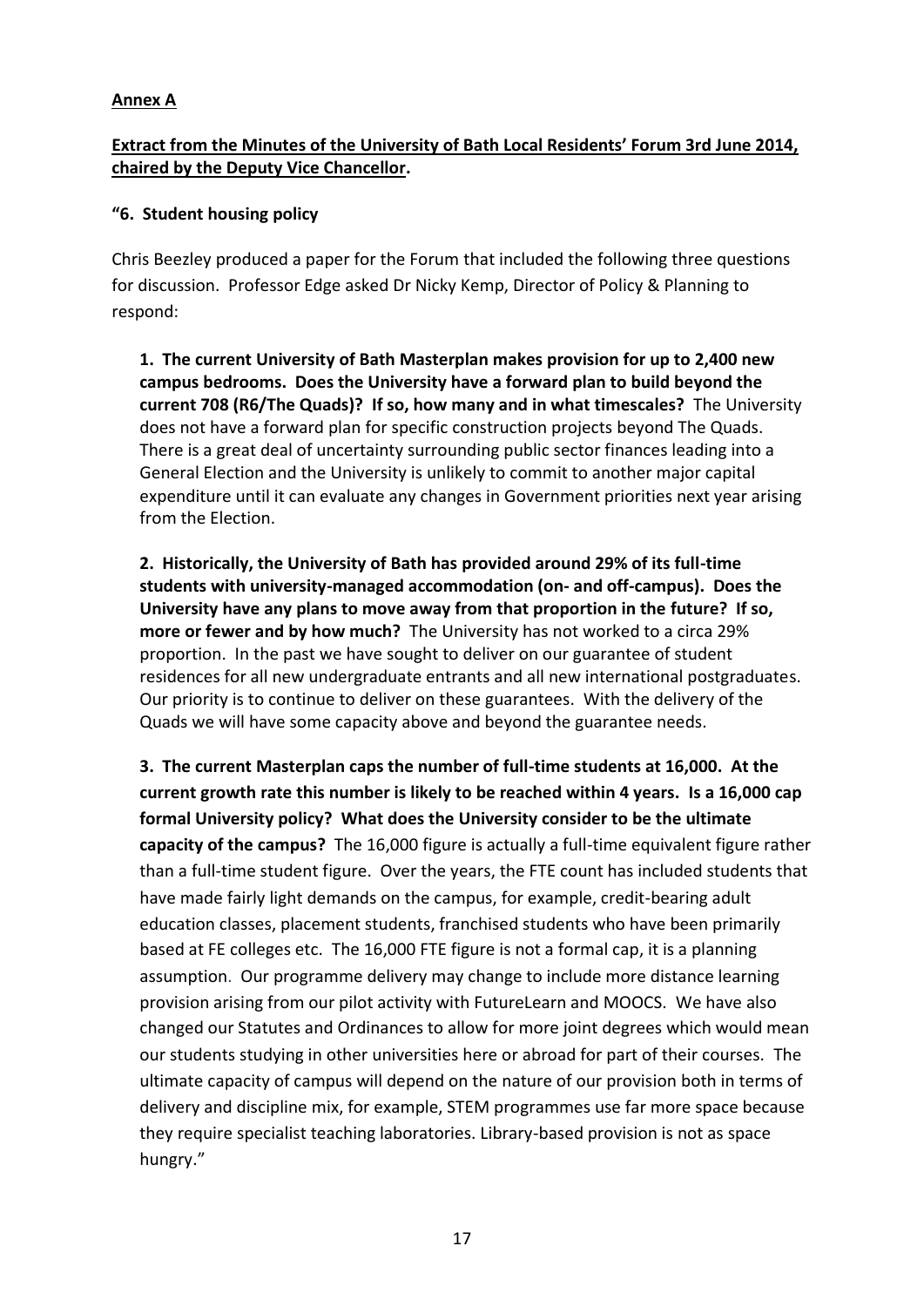**Annex A**

**Extract from the Minutes of the University of Bath Local Residents' Forum 3rd June 2014, chaired by the Deputy Vice Chancellor.**

**"6. Student housing policy**

Chris Beezley produced a paper for the Forum that included the following three questions for discussion. Professor Edge asked Dr Nicky Kemp, Director of Policy & Planning to respond:

**1. The current University of Bath Masterplan makes provision for up to 2,400 new campus bedrooms. Does the University have a forward plan to build beyond the current 708 (R6/The Quads)? If so, how many and in what timescales?** The University does not have a forward plan for specific construction projects beyond The Quads. There is a great deal of uncertainty surrounding public sector finances leading into a General Election and the University is unlikely to commit to another major capital expenditure until it can evaluate any changes in Government priorities next year arising from the Election.

**2. Historically, the University of Bath has provided around 29% of its full-time students with university-managed accommodation (on- and off-campus). Does the University have any plans to move away from that proportion in the future? If so, more or fewer and by how much?** The University has not worked to a circa 29% proportion. In the past we have sought to deliver on our guarantee of student residences for all new undergraduate entrants and all new international postgraduates. Our priority is to continue to deliver on these guarantees. With the delivery of the Quads we will have some capacity above and beyond the guarantee needs.

**3. The current Masterplan caps the number of full-time students at 16,000. At the current growth rate this number is likely to be reached within 4 years. Is a 16,000 cap formal University policy? What does the University consider to be the ultimate capacity of the campus?** The 16,000 figure is actually a full-time equivalent figure rather than a full-time student figure. Over the years, the FTE count has included students that have made fairly light demands on the campus, for example, credit-bearing adult education classes, placement students, franchised students who have been primarily based at FE colleges etc. The 16,000 FTE figure is not a formal cap, it is a planning assumption. Our programme delivery may change to include more distance learning provision arising from our pilot activity with FutureLearn and MOOCS. We have also changed our Statutes and Ordinances to allow for more joint degrees which would mean our students studying in other universities here or abroad for part of their courses. The ultimate capacity of campus will depend on the nature of our provision both in terms of delivery and discipline mix, for example, STEM programmes use far more space because they require specialist teaching laboratories. Library-based provision is not as space hungry."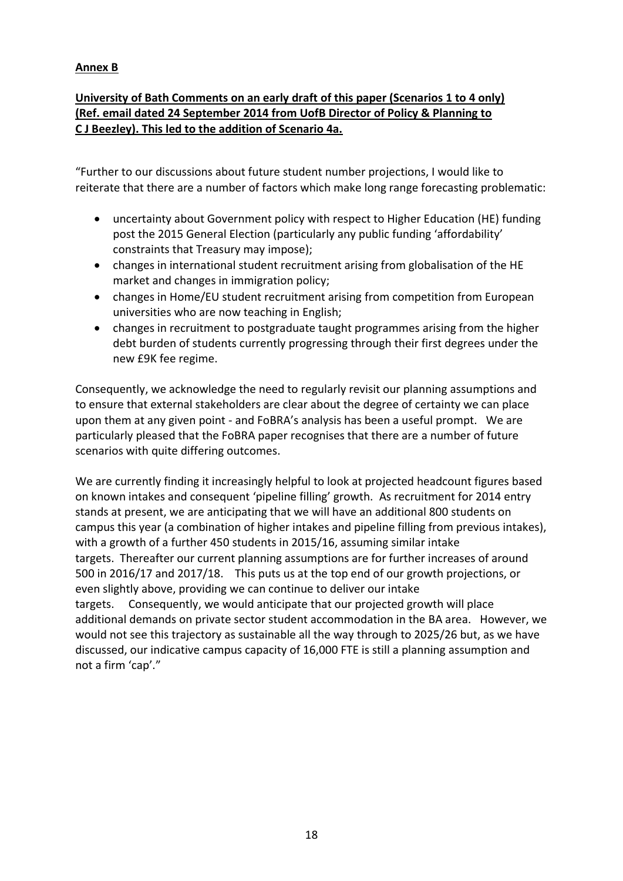**Annex B**

**University of Bath Comments on an early draft of this paper (Scenarios 1 to 4 only) (Ref. email dated 24 September 2014 from UofB Director of Policy & Planning to C J Beezley). This led to the addition of Scenario 4a.**

"Further to our discussions about future student number projections, I would like to reiterate that there are a number of factors which make long range forecasting problematic:

- uncertainty about Government policy with respect to Higher Education (HE) funding post the 2015 General Election (particularly any public funding 'affordability' constraints that Treasury may impose);
- changes in international student recruitment arising from globalisation of the HE market and changes in immigration policy;
- changes in Home/EU student recruitment arising from competition from European universities who are now teaching in English;
- changes in recruitment to postgraduate taught programmes arising from the higher debt burden of students currently progressing through their first degrees under the new £9K fee regime.

Consequently, we acknowledge the need to regularly revisit our planning assumptions and to ensure that external stakeholders are clear about the degree of certainty we can place upon them at any given point - and FoBRA's analysis has been a useful prompt. We are particularly pleased that the FoBRA paper recognises that there are a number of future scenarios with quite differing outcomes.

We are currently finding it increasingly helpful to look at projected headcount figures based on known intakes and consequent 'pipeline filling' growth. As recruitment for 2014 entry stands at present, we are anticipating that we will have an additional 800 students on campus this year (a combination of higher intakes and pipeline filling from previous intakes), with a growth of a further 450 students in 2015/16, assuming similar intake targets. Thereafter our current planning assumptions are for further increases of around 500 in 2016/17 and 2017/18. This puts us at the top end of our growth projections, or even slightly above, providing we can continue to deliver our intake targets. Consequently, we would anticipate that our projected growth will place additional demands on private sector student accommodation in the BA area. However, we would not see this trajectory as sustainable all the way through to 2025/26 but, as we have discussed, our indicative campus capacity of 16,000 FTE is still a planning assumption and not a firm 'cap'."